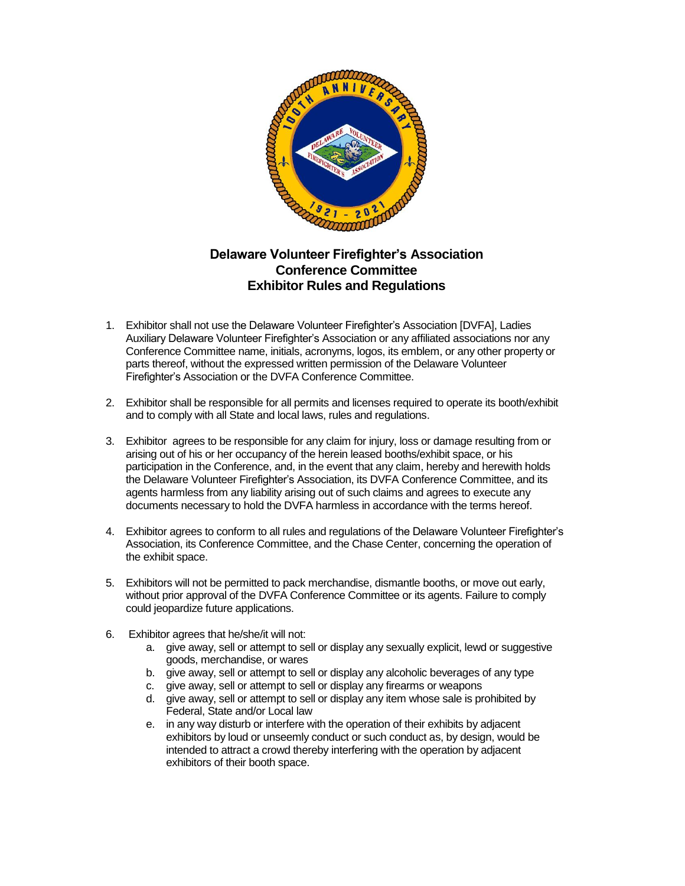# Delaware Volunteer Firefighter's Association
## Conference Committee
## Exhibitor Rules and Regulations

1. Exhibitor shall not use the Delaware Volunteer Firefighter's Association [DVFA], Ladies Auxiliary Delaware Volunteer Firefighter's Association or any affiliated associations nor any Conference Committee name, initials, acronyms, logos, its emblem, or any other property or parts thereof, without the expressed written permission of the Delaware Volunteer Firefighter's Association or the DVFA Conference Committee.

2. Exhibitor shall be responsible for all permits and licenses required to operate its booth/exhibit and to comply with all State and local laws, rules and regulations.

3. Exhibitor agrees to be responsible for any claim for injury, loss or damage resulting from or arising out of his or her occupancy of the herein leased booths/exhibit space, or his participation in the Conference, and, in the event that any claim, hereby and herewith holds the Delaware Volunteer Firefighter's Association, its DVFA Conference Committee, and its agents harmless from any liability arising out of such claims and agrees to execute any documents necessary to hold the DVFA harmless in accordance with the terms hereof.

4. Exhibitor agrees to conform to all rules and regulations of the Delaware Volunteer Firefighter's Association, its Conference Committee, and the Chase Center, concerning the operation of the exhibit space.

5. Exhibitors will not be permitted to pack merchandise, dismantle booths, or move out early, without prior approval of the DVFA Conference Committee or its agents. Failure to comply could jeopardize future applications.

6. Exhibitor agrees that he/she/it will not:
   a. give away, sell or attempt to sell or display any sexually explicit, lewd or suggestive goods, merchandise, or wares
   b. give away, sell or attempt to sell or display any alcoholic beverages of any type
   c. give away, sell or attempt to sell or display any firearms or weapons
   d. give away, sell or attempt to sell or display any item whose sale is prohibited by Federal, State and/or Local law
   e. in any way disturb or interfere with the operation of their exhibits by adjacent exhibitors by loud or unseemly conduct or such conduct as, by design, would be intended to attract a crowd thereby interfering with the operation by adjacent exhibitors of their booth space.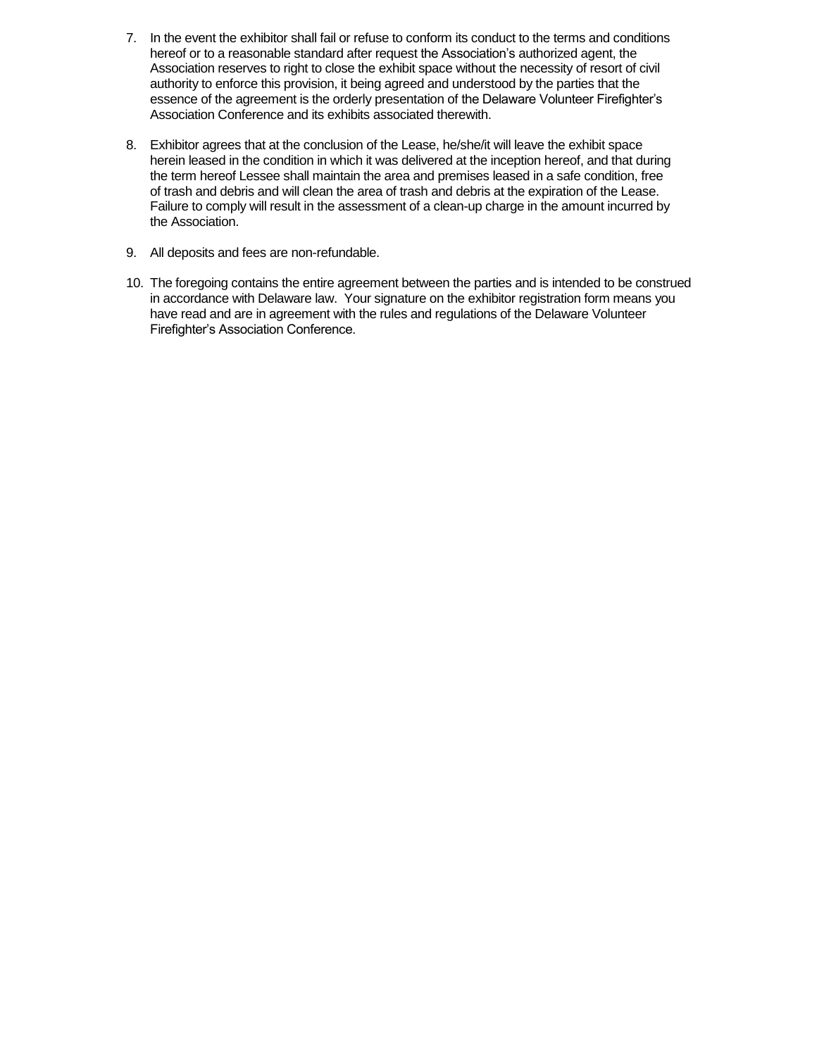7. In the event the exhibitor shall fail or refuse to conform its conduct to the terms and conditions hereof or to a reasonable standard after request the Association's authorized agent, the Association reserves to right to close the exhibit space without the necessity of resort of civil authority to enforce this provision, it being agreed and understood by the parties that the essence of the agreement is the orderly presentation of the Delaware Volunteer Firefighter's Association Conference and its exhibits associated therewith.

8. Exhibitor agrees that at the conclusion of the Lease, he/she/it will leave the exhibit space herein leased in the condition in which it was delivered at the inception hereof, and that during the term hereof Lessee shall maintain the area and premises leased in a safe condition, free of trash and debris and will clean the area of trash and debris at the expiration of the Lease. Failure to comply will result in the assessment of a clean-up charge in the amount incurred by the Association.

9. All deposits and fees are non-refundable.

10. The foregoing contains the entire agreement between the parties and is intended to be construed in accordance with Delaware law. Your signature on the exhibitor registration form means you have read and are in agreement with the rules and regulations of the Delaware Volunteer Firefighter's Association Conference.